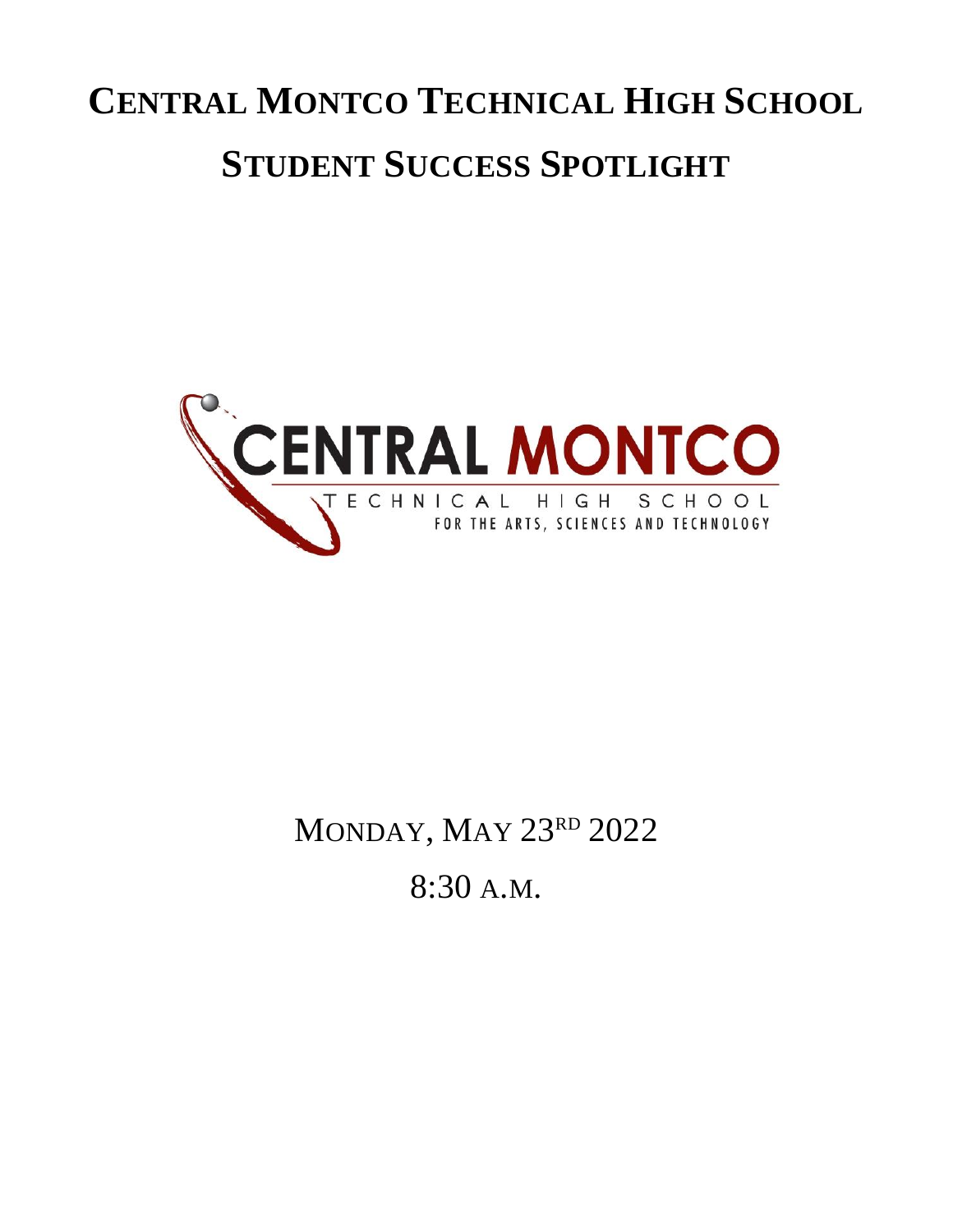# CENTRAL MONTCO TECHNICAL HIGH SCHOOL

## STUDENT SUCCESS SPOTLIGHT

CENTRAL MONTCO

TECHNICAL HIGH SCHOOL

FOR THE ARTS, SCIENCES AND TECHNOLOGY

MONDAY, MAY 23RD 2022

8:30 A.M.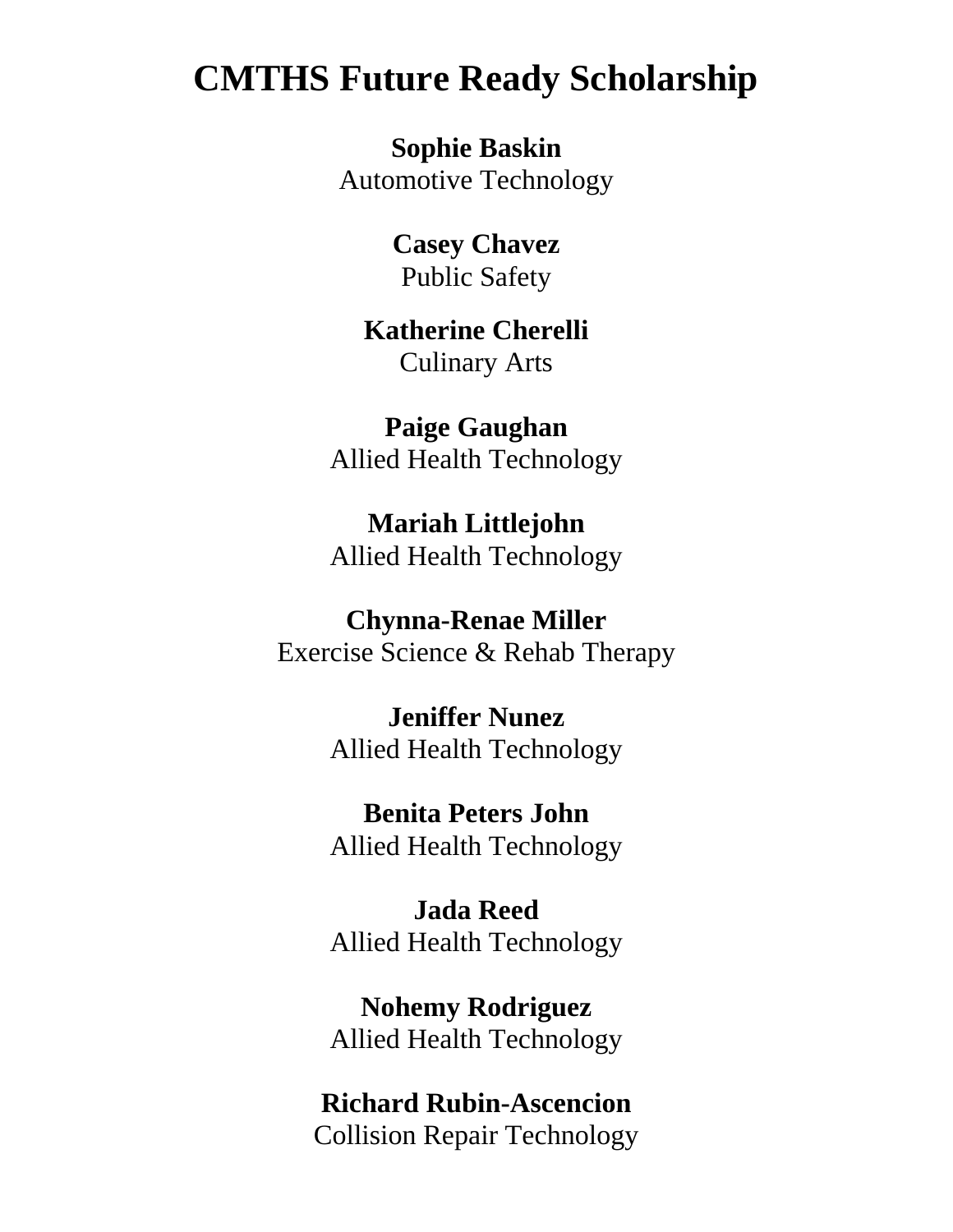# CMTHS Future Ready Scholarship

**Sophie Baskin**
Automotive Technology

**Casey Chavez**
Public Safety

**Katherine Cherelli**
Culinary Arts

**Paige Gaughan**
Allied Health Technology

**Mariah Littlejohn**
Allied Health Technology

**Chynna-Renae Miller**
Exercise Science & Rehab Therapy

**Jeniffer Nunez**
Allied Health Technology

**Benita Peters John**
Allied Health Technology

**Jada Reed**
Allied Health Technology

**Nohemy Rodriguez**
Allied Health Technology

**Richard Rubin-Ascencion**
Collision Repair Technology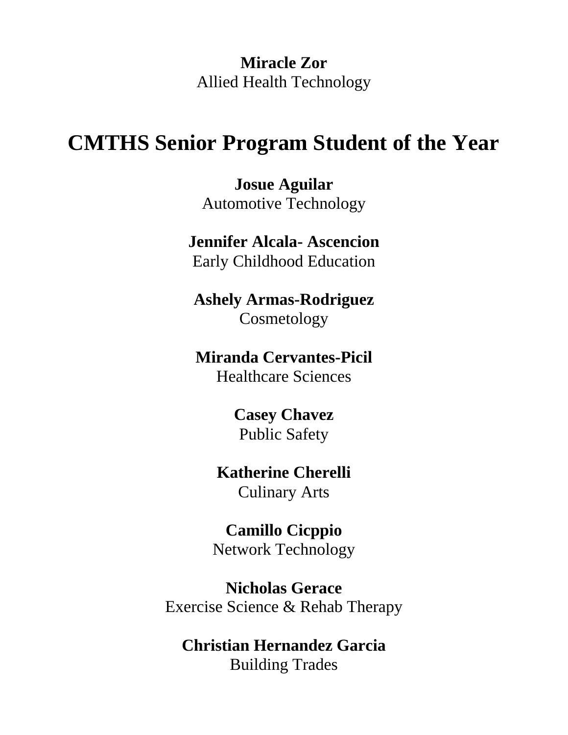**Miracle Zor**
Allied Health Technology

# CMTHS Senior Program Student of the Year

**Josue Aguilar**
Automotive Technology

**Jennifer Alcala- Ascencion**
Early Childhood Education

**Ashely Armas-Rodriguez**
Cosmetology

**Miranda Cervantes-Picil**
Healthcare Sciences

**Casey Chavez**
Public Safety

**Katherine Cherelli**
Culinary Arts

**Camillo Cicppio**
Network Technology

**Nicholas Gerace**
Exercise Science & Rehab Therapy

**Christian Hernandez Garcia**
Building Trades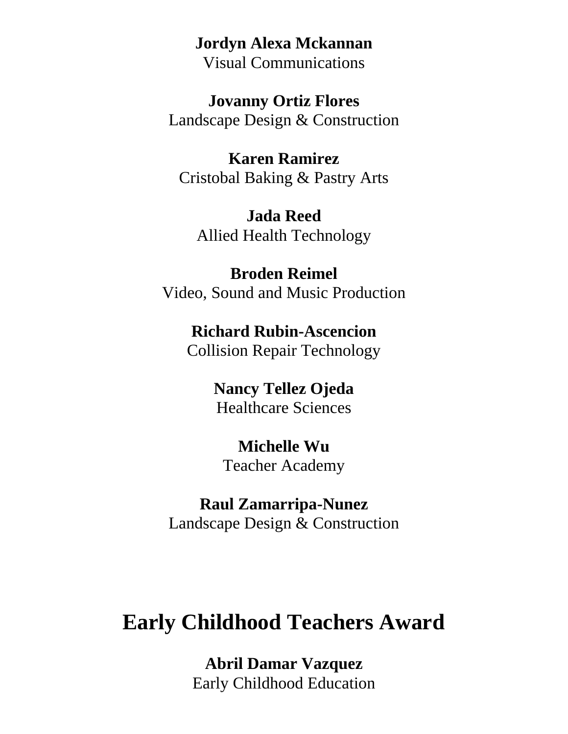**Jordyn Alexa Mckannan**
Visual Communications

**Jovanny Ortiz Flores**
Landscape Design & Construction

**Karen Ramirez**
Cristobal Baking & Pastry Arts

**Jada Reed**
Allied Health Technology

**Broden Reimel**
Video, Sound and Music Production

**Richard Rubin-Ascencion**
Collision Repair Technology

**Nancy Tellez Ojeda**
Healthcare Sciences

**Michelle Wu**
Teacher Academy

**Raul Zamarripa-Nunez**
Landscape Design & Construction

# Early Childhood Teachers Award

**Abril Damar Vazquez**
Early Childhood Education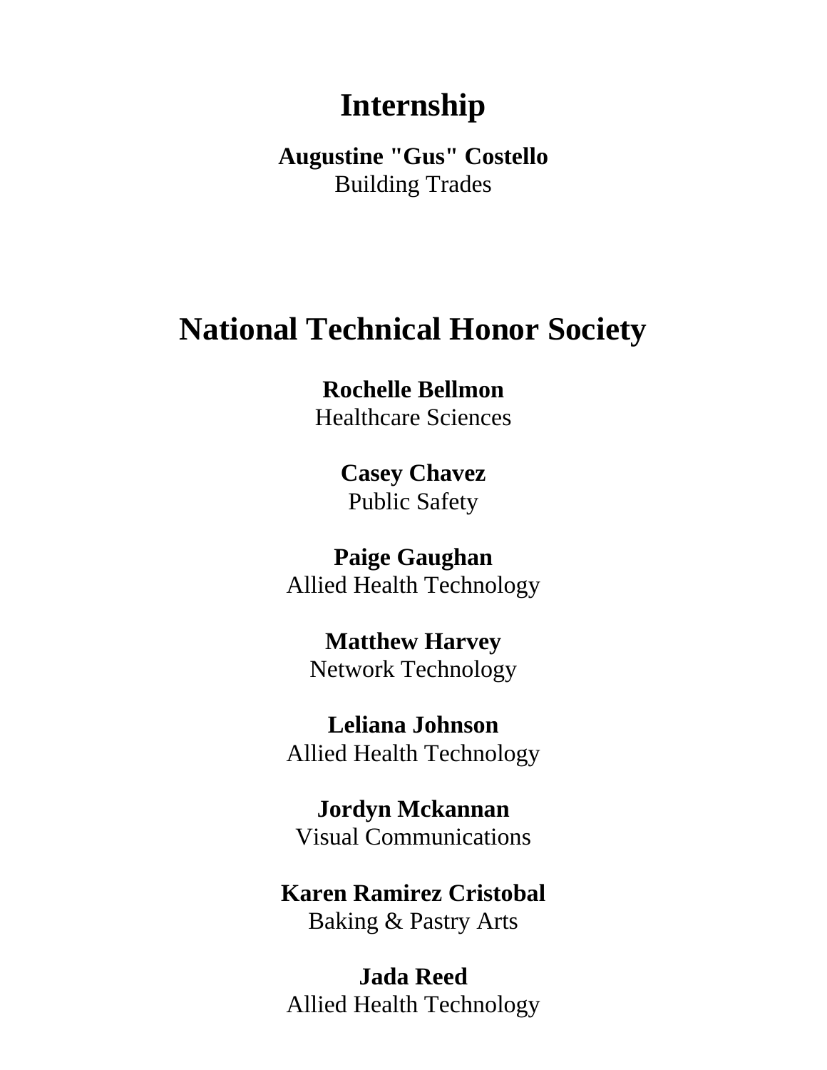# Internship

**Augustine "Gus" Costello**
Building Trades

# National Technical Honor Society

**Rochelle Bellmon**
Healthcare Sciences

**Casey Chavez**
Public Safety

**Paige Gaughan**
Allied Health Technology

**Matthew Harvey**
Network Technology

**Leliana Johnson**
Allied Health Technology

**Jordyn Mckannan**
Visual Communications

**Karen Ramirez Cristobal**
Baking & Pastry Arts

**Jada Reed**
Allied Health Technology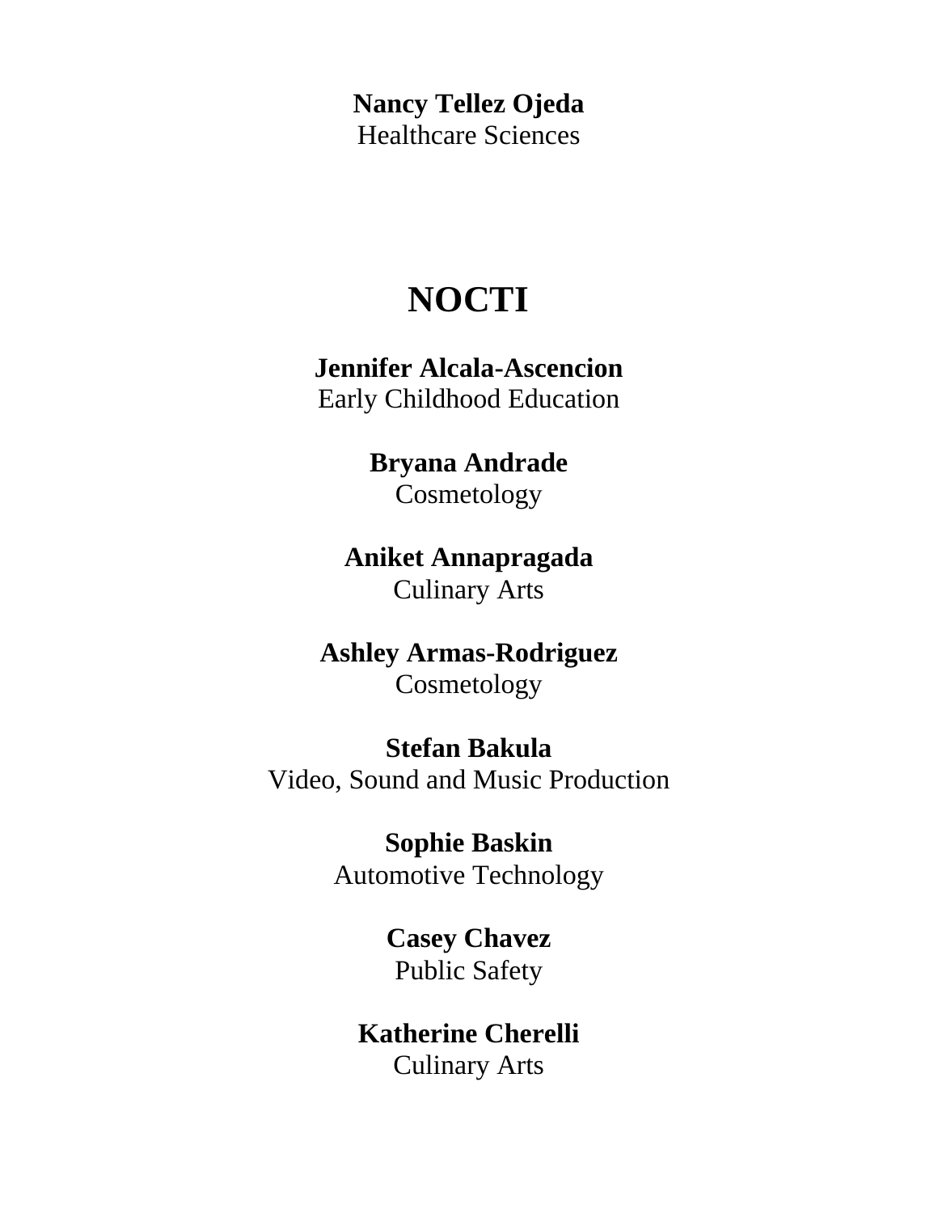**Nancy Tellez Ojeda**
Healthcare Sciences

# NOCTI

**Jennifer Alcala-Ascencion**
Early Childhood Education

**Bryana Andrade**
Cosmetology

**Aniket Annapragada**
Culinary Arts

**Ashley Armas-Rodriguez**
Cosmetology

**Stefan Bakula**
Video, Sound and Music Production

**Sophie Baskin**
Automotive Technology

**Casey Chavez**
Public Safety

**Katherine Cherelli**
Culinary Arts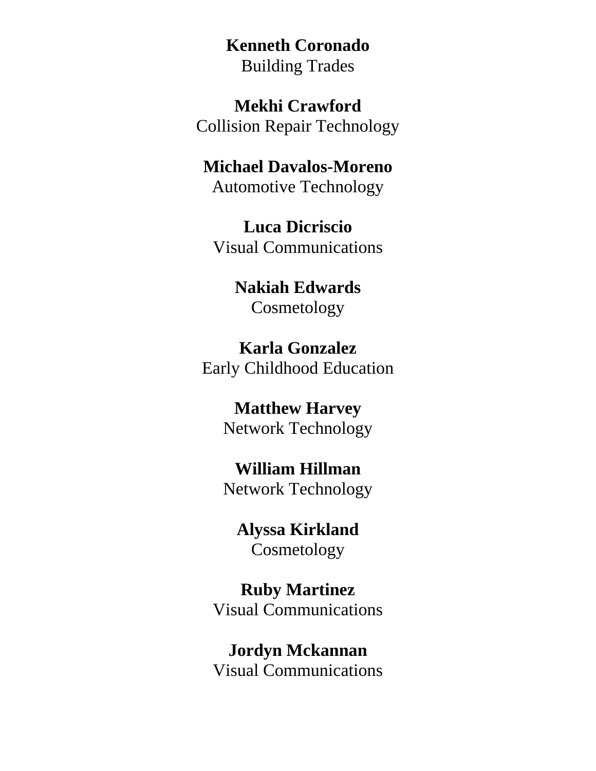**Kenneth Coronado**
Building Trades

**Mekhi Crawford**
Collision Repair Technology

**Michael Davalos-Moreno**
Automotive Technology

**Luca Dicriscio**
Visual Communications

**Nakiah Edwards**
Cosmetology

**Karla Gonzalez**
Early Childhood Education

**Matthew Harvey**
Network Technology

**William Hillman**
Network Technology

**Alyssa Kirkland**
Cosmetology

**Ruby Martinez**
Visual Communications

**Jordyn Mckannan**
Visual Communications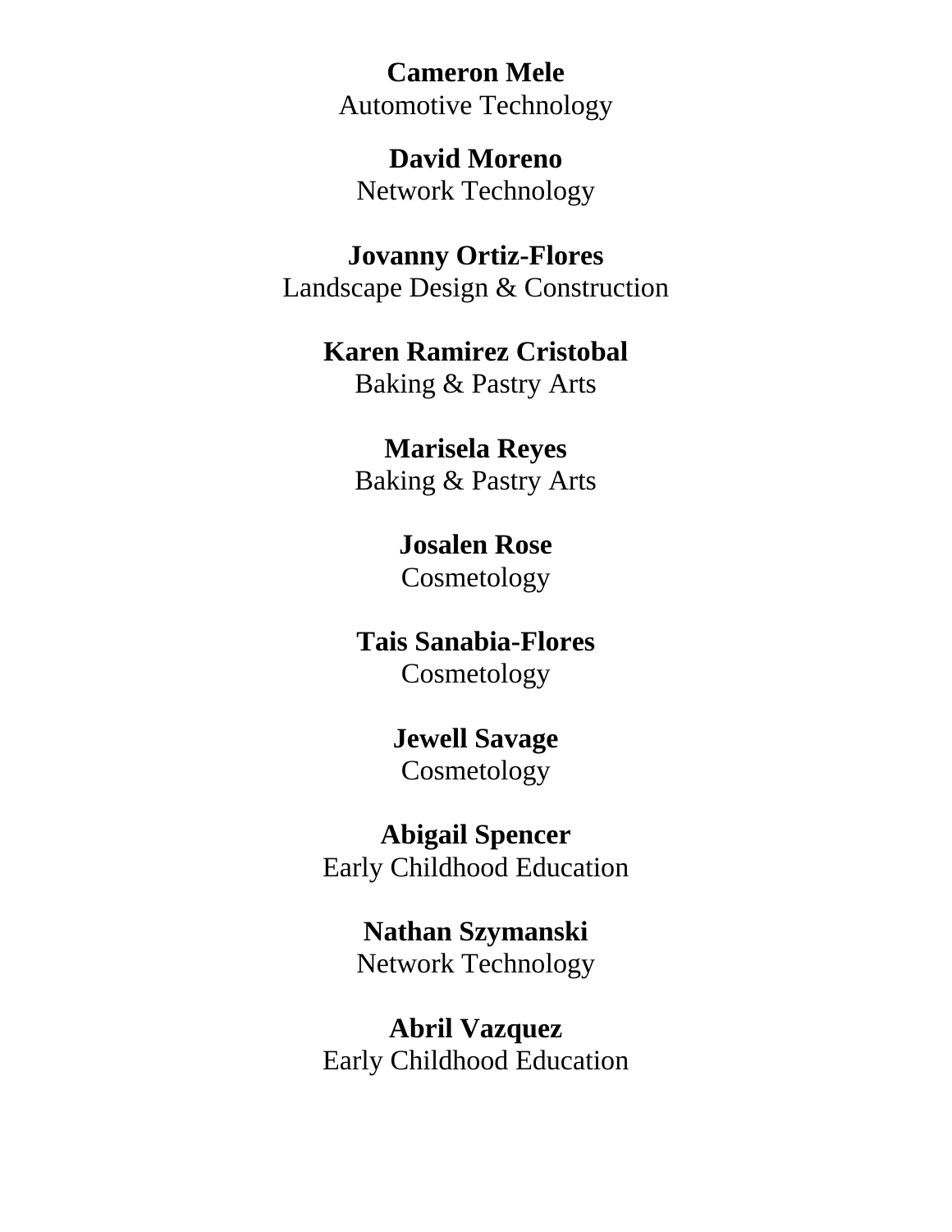**Cameron Mele**
Automotive Technology

**David Moreno**
Network Technology

**Jovanny Ortiz-Flores**
Landscape Design & Construction

**Karen Ramirez Cristobal**
Baking & Pastry Arts

**Marisela Reyes**
Baking & Pastry Arts

**Josalen Rose**
Cosmetology

**Tais Sanabia-Flores**
Cosmetology

**Jewell Savage**
Cosmetology

**Abigail Spencer**
Early Childhood Education

**Nathan Szymanski**
Network Technology

**Abril Vazquez**
Early Childhood Education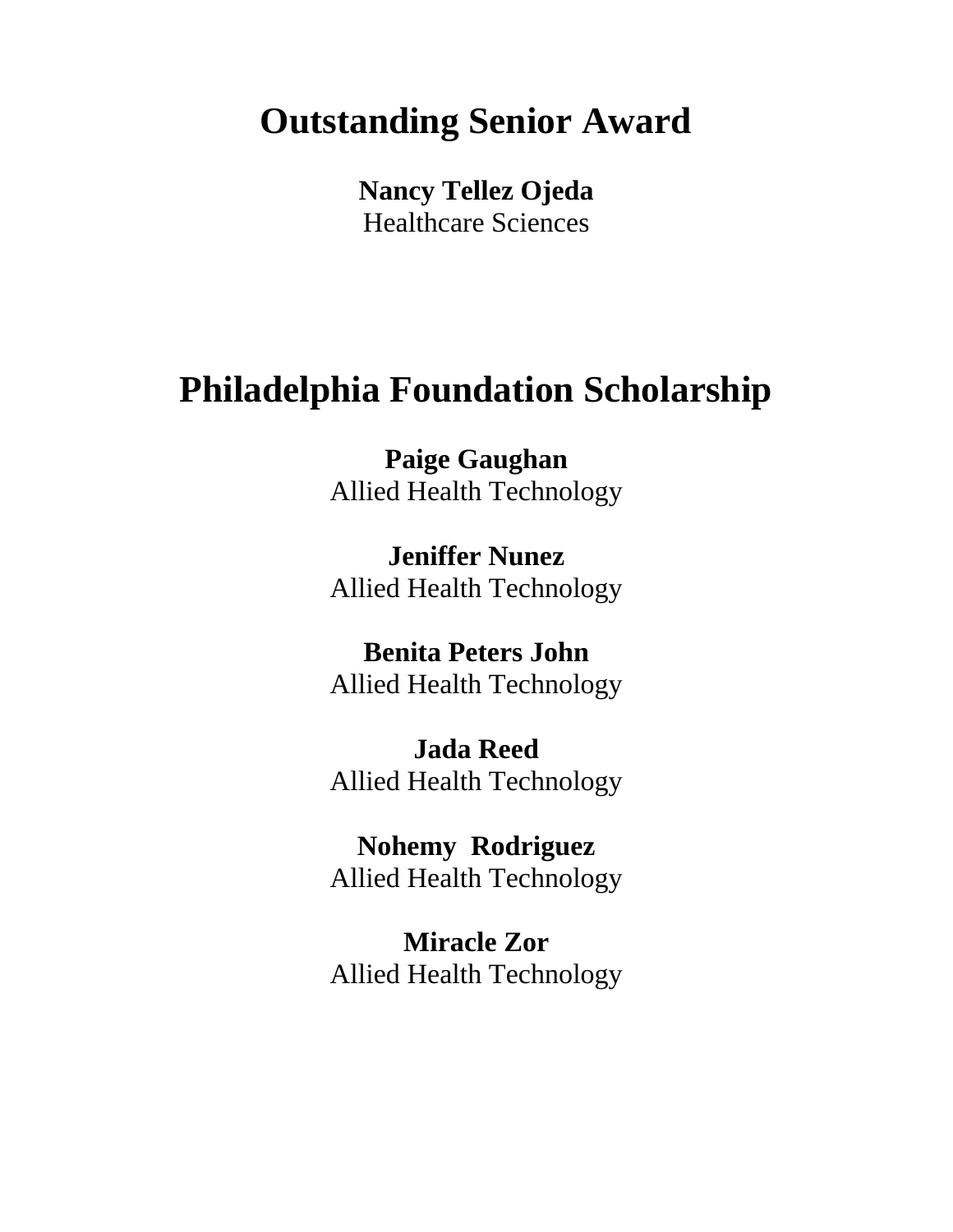# Outstanding Senior Award

**Nancy Tellez Ojeda**
Healthcare Sciences

# Philadelphia Foundation Scholarship

**Paige Gaughan**
Allied Health Technology

**Jeniffer Nunez**
Allied Health Technology

**Benita Peters John**
Allied Health Technology

**Jada Reed**
Allied Health Technology

**Nohemy Rodriguez**
Allied Health Technology

**Miracle Zor**
Allied Health Technology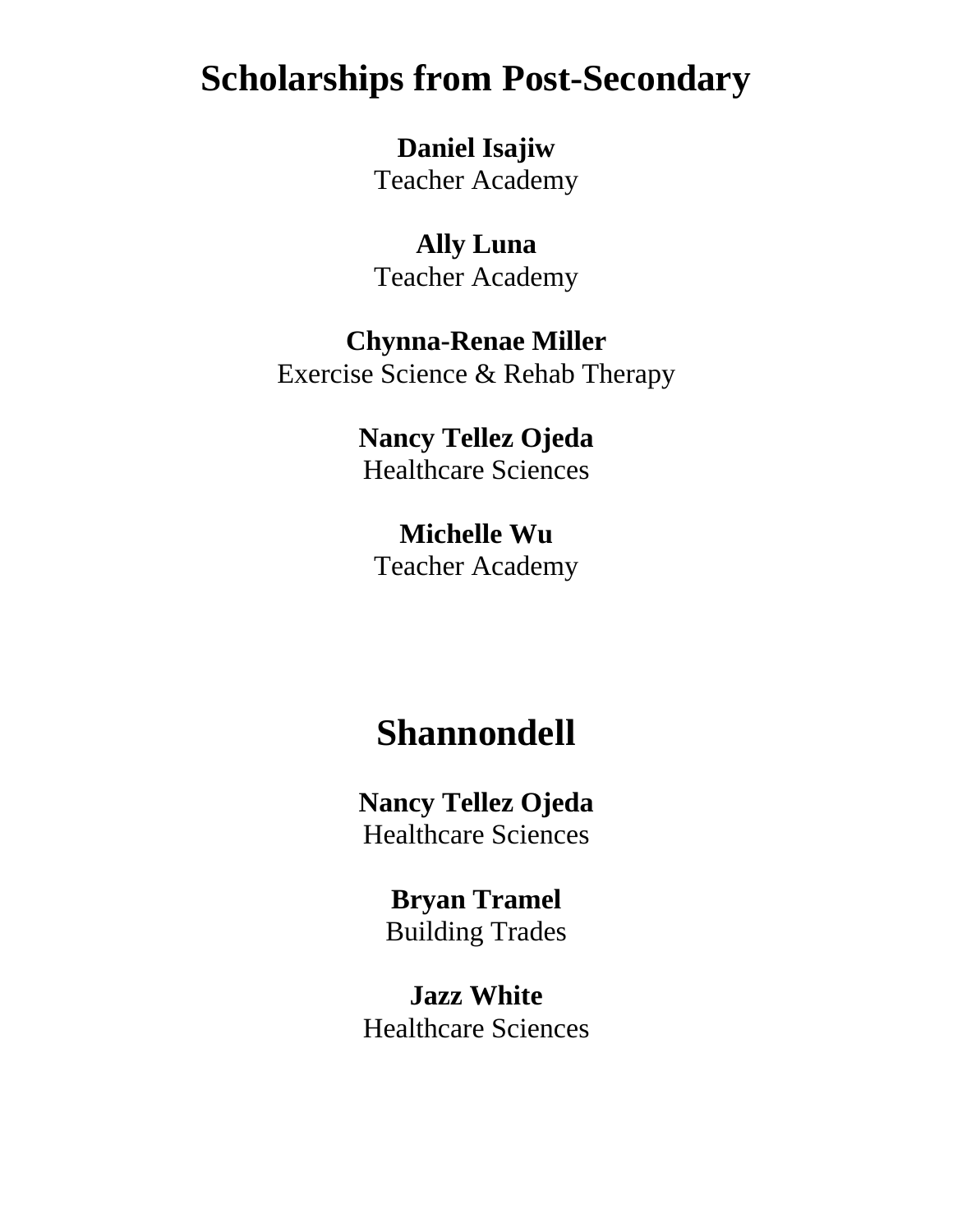# Scholarships from Post-Secondary

**Daniel Isajiw**
Teacher Academy

**Ally Luna**
Teacher Academy

**Chynna-Renae Miller**
Exercise Science & Rehab Therapy

**Nancy Tellez Ojeda**
Healthcare Sciences

**Michelle Wu**
Teacher Academy

# Shannondell

**Nancy Tellez Ojeda**
Healthcare Sciences

**Bryan Tramel**
Building Trades

**Jazz White**
Healthcare Sciences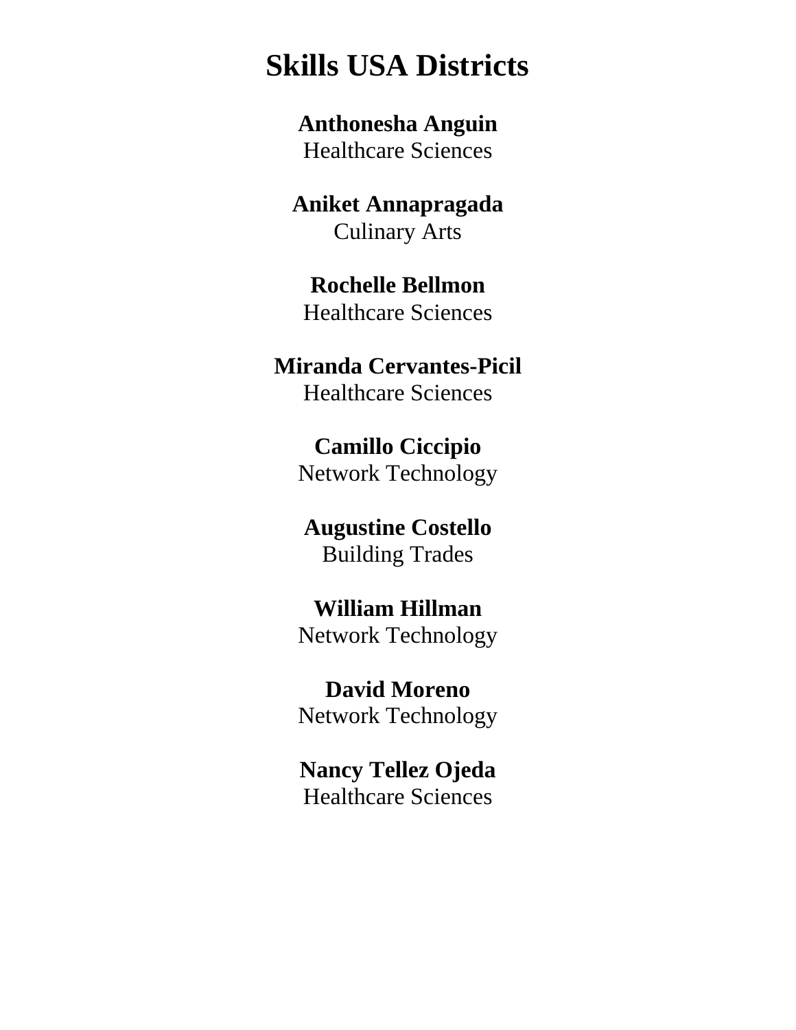# Skills USA Districts

**Anthonesha Anguin**
Healthcare Sciences

**Aniket Annapragada**
Culinary Arts

**Rochelle Bellmon**
Healthcare Sciences

**Miranda Cervantes-Picil**
Healthcare Sciences

**Camillo Ciccipio**
Network Technology

**Augustine Costello**
Building Trades

**William Hillman**
Network Technology

**David Moreno**
Network Technology

**Nancy Tellez Ojeda**
Healthcare Sciences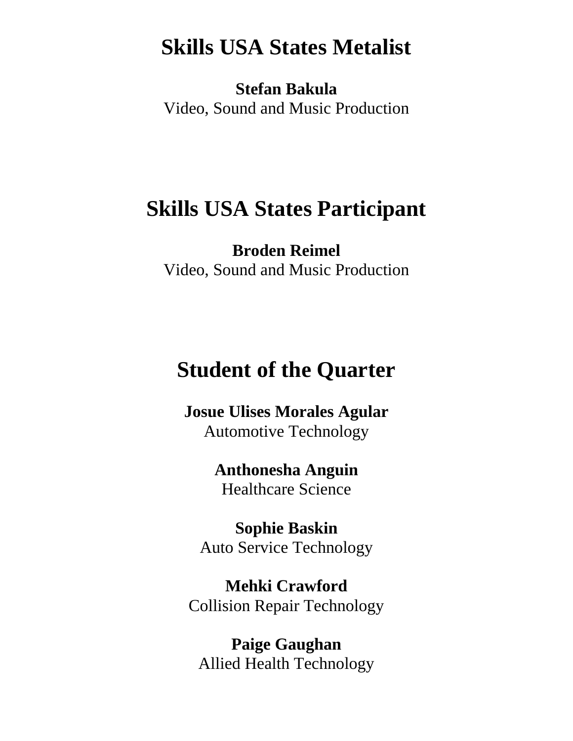## Skills USA States Metalist

**Stefan Bakula**
Video, Sound and Music Production

## Skills USA States Participant

**Broden Reimel**
Video, Sound and Music Production

## Student of the Quarter

**Josue Ulises Morales Agular**
Automotive Technology

**Anthonesha Anguin**
Healthcare Science

**Sophie Baskin**
Auto Service Technology

**Mehki Crawford**
Collision Repair Technology

**Paige Gaughan**
Allied Health Technology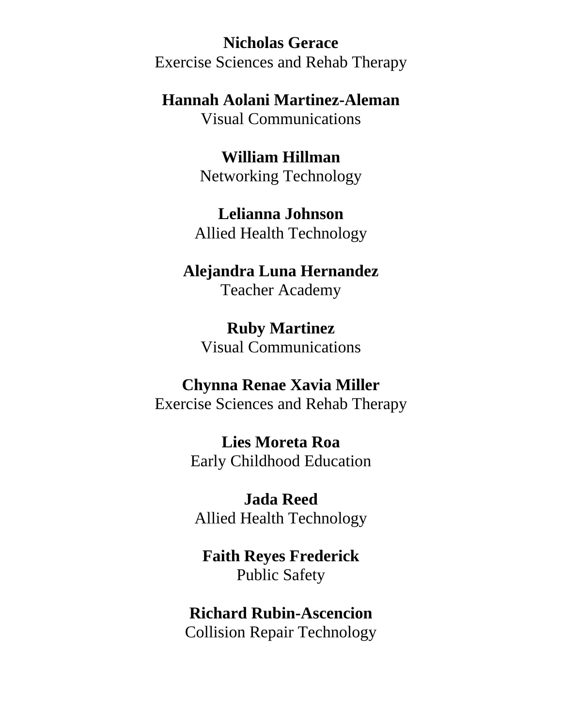**Nicholas Gerace**
Exercise Sciences and Rehab Therapy

**Hannah Aolani Martinez-Aleman**
Visual Communications

**William Hillman**
Networking Technology

**Lelianna Johnson**
Allied Health Technology

**Alejandra Luna Hernandez**
Teacher Academy

**Ruby Martinez**
Visual Communications

**Chynna Renae Xavia Miller**
Exercise Sciences and Rehab Therapy

**Lies Moreta Roa**
Early Childhood Education

**Jada Reed**
Allied Health Technology

**Faith Reyes Frederick**
Public Safety

**Richard Rubin-Ascencion**
Collision Repair Technology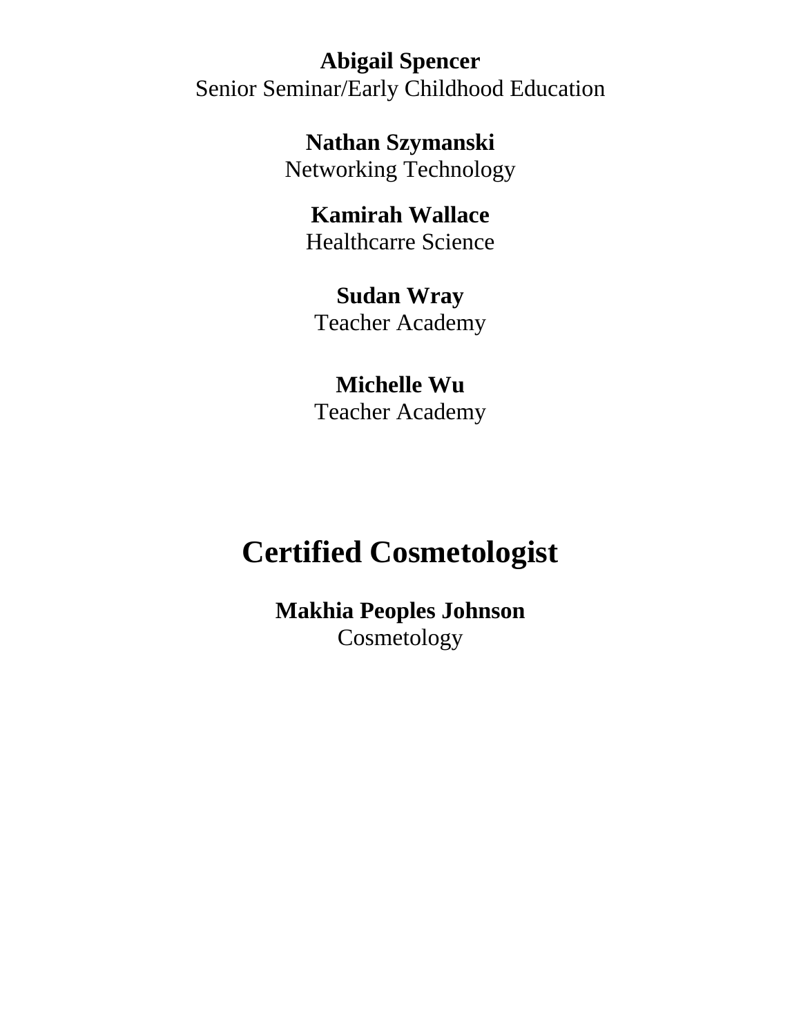**Abigail Spencer**
Senior Seminar/Early Childhood Education

**Nathan Szymanski**
Networking Technology

**Kamirah Wallace**
Healthcarre Science

**Sudan Wray**
Teacher Academy

**Michelle Wu**
Teacher Academy

# Certified Cosmetologist

**Makhia Peoples Johnson**
Cosmetology